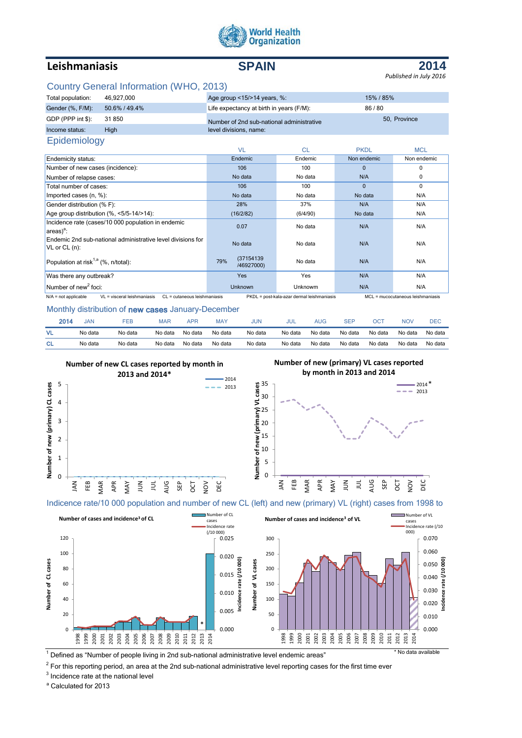World Health Organization

# Leishmaniasis

# SPAIN

# 2014

*Published in July 2016*

## Country General Information (WHO, 2013)

| | | | |
|---|---|---|---|
| Total population: | 46,927,000 | Age group <15/>14 years, %: | 15% / 85% |
| Gender (%, F/M): | 50.6% / 49.4% | Life expectancy at birth in years (F/M): | 86 / 80 |
| GDP (PPP int $): | 31 850 | Number of 2nd sub-national administrative level divisions, name: | 50, Province |
| Income status: | High | | |

## Epidemiology

| | VL | CL | PKDL | MCL |
|---|---|---|---|---|
| Endemicity status: | Endemic | Endemic | Non endemic | Non endemic |
| Number of new cases (incidence): | 106 | 100 | 0 | 0 |
| Number of relapse cases: | No data | No data | N/A | 0 |
| Total number of cases: | 106 | 100 | 0 | 0 |
| Imported cases (n, %): | No data | No data | No data | N/A |
| Gender distribution (% F): | 28% | 37% | N/A | N/A |
| Age group distribution (%, <5/5-14/>14): | (16/2/82) | (6/4/90) | No data | N/A |
| Incidence rate (cases/10 000 population in endemic areas)[a]: | 0.07 | No data | N/A | N/A |
| Endemic 2nd sub-national administrative level divisions for VL or CL (n): | No data | No data | N/A | N/A |
| Population at risk[1,a] (%, n/total): | 79% (37154139 /46927000) | No data | N/A | N/A |
| Was there any outbreak? | Yes | Yes | N/A | N/A |
| Number of new[2] foci: | Unknown | Unknowm | N/A | N/A |

N/A = not applicable VL = visceral leishmaniasis CL = cutaneous leishmaniasis PKDL = post-kala-azar dermal leishmaniasis MCL = mucocutaneous leishmaniasis

## Monthly distribution of new cases January-December

| 2014 | JAN | FEB | MAR | APR | MAY | JUN | JUL | AUG | SEP | OCT | NOV | DEC |
|---|---|---|---|---|---|---|---|---|---|---|---|---|
| VL | No data | No data | No data | No data | No data | No data | No data | No data | No data | No data | No data | No data |
| CL | No data | No data | No data | No data | No data | No data | No data | No data | No data | No data | No data | No data |

**Number of new CL cases reported by month in 2013 and 2014***

**Number of new (primary) VL cases reported by month in 2013 and 2014**

## Indicence rate/10 000 population and number of new CL (left) and new (primary) VL (right) cases from 1998 to

**Number of cases and incidence[3] of CL**

**Number of cases and incidence[3] of VL**

[1] Defined as "Number of people living in 2nd sub-national administrative level endemic areas"

\* No data available

[2] For this reporting period, an area at the 2nd sub-national administrative level reporting cases for the first time ever

[3] Incidence rate at the national level

[a] Calculated for 2013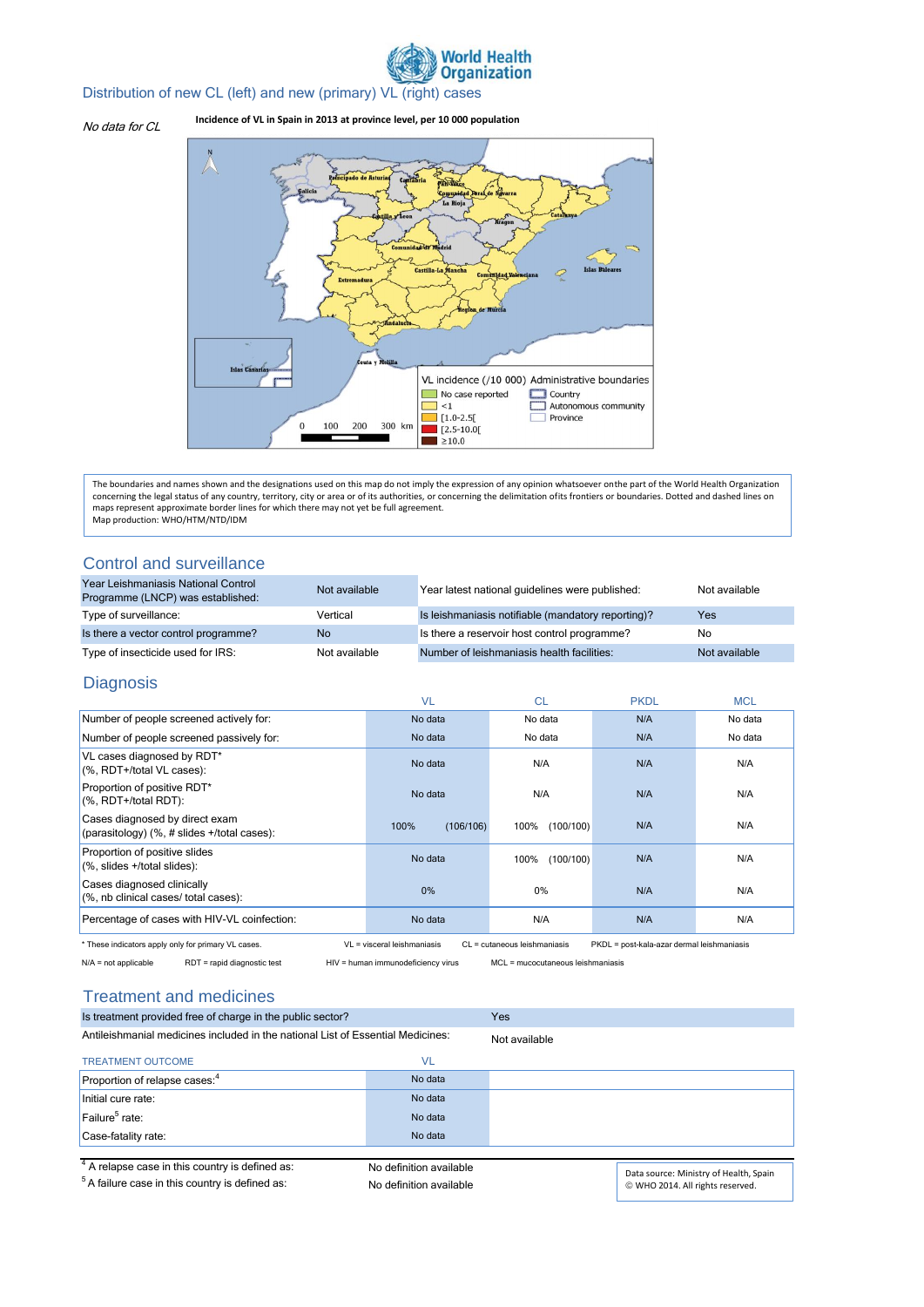World Health Organization

## Distribution of new CL (left) and new (primary) VL (right) cases

*No data for CL*

**Incidence of VL in Spain in 2013 at province level, per 10 000 population**

N

Principado de Asturias
Cantabria
Galicia
País Vasco
Comunidad Foral de Navarra
La Rioja
Castilla y León
Aragon
Cataluña
Comunidad de Madrid
Castilla-La Mancha
Comunidad Valenciana
Islas Baleares
Extremadura
Región de Murcia
Andalucía
Islas Canarias
Ceuta y Melilla

VL incidence (/10 000)
No case reported
<1
[1.0-2.5[
[2.5-10.0[
≥10.0

Administrative boundaries
Country
Autonomous community
Province

0 100 200 300 km

The boundaries and names shown and the designations used on this map do not imply the expression of any opinion whatsoever onthe part of the World Health Organization concerning the legal status of any country, territory, city or area or of its authorities, or concerning the delimitation ofits frontiers or boundaries. Dotted and dashed lines on maps represent approximate border lines for which there may not yet be full agreement.
Map production: WHO/HTM/NTD/IDM

## Control and surveillance

| | | | |
|---|---|---|---|
| Year Leishmaniasis National Control Programme (LNCP) was established: | Not available | Year latest national guidelines were published: | Not available |
| Type of surveillance: | Vertical | Is leishmaniasis notifiable (mandatory reporting)? | Yes |
| Is there a vector control programme? | No | Is there a reservoir host control programme? | No |
| Type of insecticide used for IRS: | Not available | Number of leishmaniasis health facilities: | Not available |

## Diagnosis

| | VL | CL | PKDL | MCL |
|---|---|---|---|---|
| Number of people screened actively for: | No data | No data | N/A | No data |
| Number of people screened passively for: | No data | No data | N/A | No data |
| VL cases diagnosed by RDT* (%, RDT+/total VL cases): | No data | N/A | N/A | N/A |
| Proportion of positive RDT* (%, RDT+/total RDT): | No data | N/A | N/A | N/A |
| Cases diagnosed by direct exam (parasitology) (%, # slides +/total cases): | 100% (106/106) | 100% (100/100) | N/A | N/A |
| Proportion of positive slides (%, slides +/total slides): | No data | 100% (100/100) | N/A | N/A |
| Cases diagnosed clinically (%, nb clinical cases/ total cases): | 0% | 0% | N/A | N/A |
| Percentage of cases with HIV-VL coinfection: | No data | N/A | N/A | N/A |

\* These indicators apply only for primary VL cases. VL = visceral leishmaniasis CL = cutaneous leishmaniasis PKDL = post-kala-azar dermal leishmaniasis

N/A = not applicable RDT = rapid diagnostic test HIV = human immunodeficiency virus MCL = mucocutaneous leishmaniasis

## Treatment and medicines

| | |
|---|---|
| Is treatment provided free of charge in the public sector? | Yes |
| Antileishmanial medicines included in the national List of Essential Medicines: | Not available |

| TREATMENT OUTCOME | VL |
|---|---|
| Proportion of relapse cases:[4] | No data |
| Initial cure rate: | No data |
| Failure[5] rate: | No data |
| Case-fatality rate: | No data |

[4] A relapse case in this country is defined as: No definition available

[5] A failure case in this country is defined as: No definition available

Data source: Ministry of Health, Spain
© WHO 2014. All rights reserved.